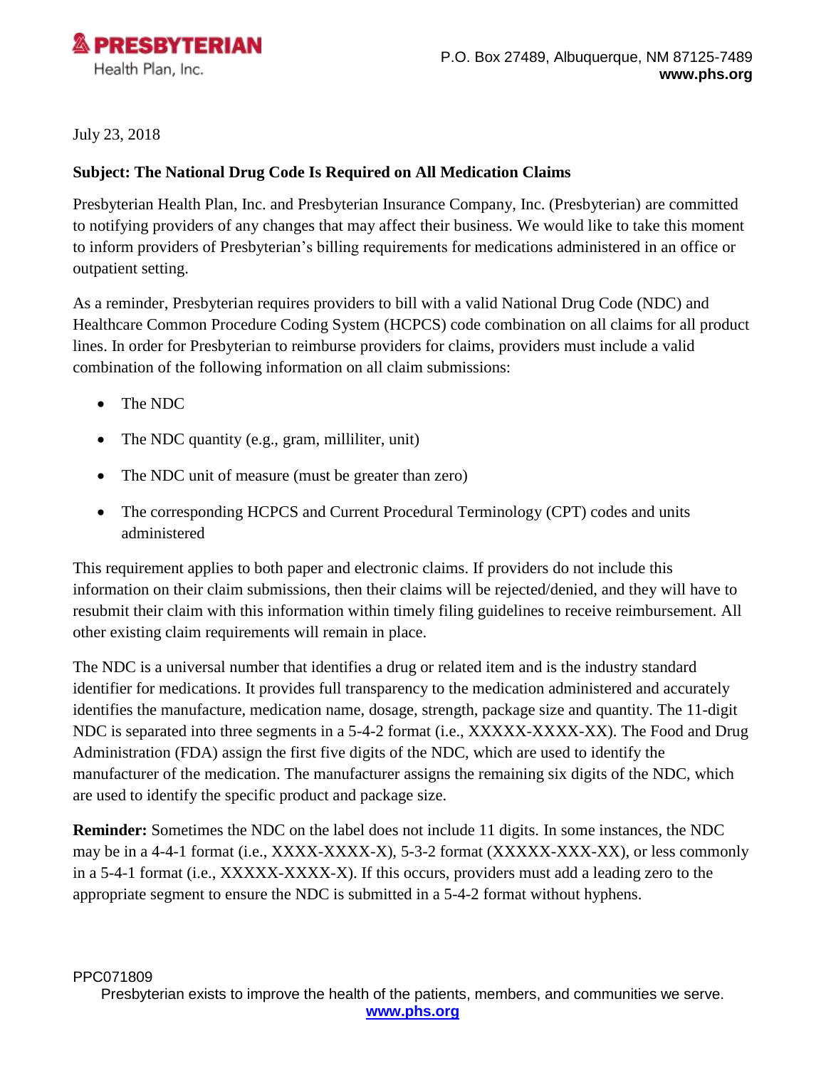**PRESBYTERIAN**
Health Plan, Inc.

P.O. Box 27489, Albuquerque, NM 87125-7489
**www.phs.org**

July 23, 2018

**Subject: The National Drug Code Is Required on All Medication Claims**

Presbyterian Health Plan, Inc. and Presbyterian Insurance Company, Inc. (Presbyterian) are committed to notifying providers of any changes that may affect their business. We would like to take this moment to inform providers of Presbyterian's billing requirements for medications administered in an office or outpatient setting.

As a reminder, Presbyterian requires providers to bill with a valid National Drug Code (NDC) and Healthcare Common Procedure Coding System (HCPCS) code combination on all claims for all product lines. In order for Presbyterian to reimburse providers for claims, providers must include a valid combination of the following information on all claim submissions:

- The NDC
- The NDC quantity (e.g., gram, milliliter, unit)
- The NDC unit of measure (must be greater than zero)
- The corresponding HCPCS and Current Procedural Terminology (CPT) codes and units administered

This requirement applies to both paper and electronic claims. If providers do not include this information on their claim submissions, then their claims will be rejected/denied, and they will have to resubmit their claim with this information within timely filing guidelines to receive reimbursement. All other existing claim requirements will remain in place.

The NDC is a universal number that identifies a drug or related item and is the industry standard identifier for medications. It provides full transparency to the medication administered and accurately identifies the manufacture, medication name, dosage, strength, package size and quantity. The 11-digit NDC is separated into three segments in a 5-4-2 format (i.e., XXXXX-XXXX-XX). The Food and Drug Administration (FDA) assign the first five digits of the NDC, which are used to identify the manufacturer of the medication. The manufacturer assigns the remaining six digits of the NDC, which are used to identify the specific product and package size.

**Reminder:** Sometimes the NDC on the label does not include 11 digits. In some instances, the NDC may be in a 4-4-1 format (i.e., XXXX-XXXX-X), 5-3-2 format (XXXXX-XXX-XX), or less commonly in a 5-4-1 format (i.e., XXXXX-XXXX-X). If this occurs, providers must add a leading zero to the appropriate segment to ensure the NDC is submitted in a 5-4-2 format without hyphens.

PPC071809

Presbyterian exists to improve the health of the patients, members, and communities we serve.
**www.phs.org**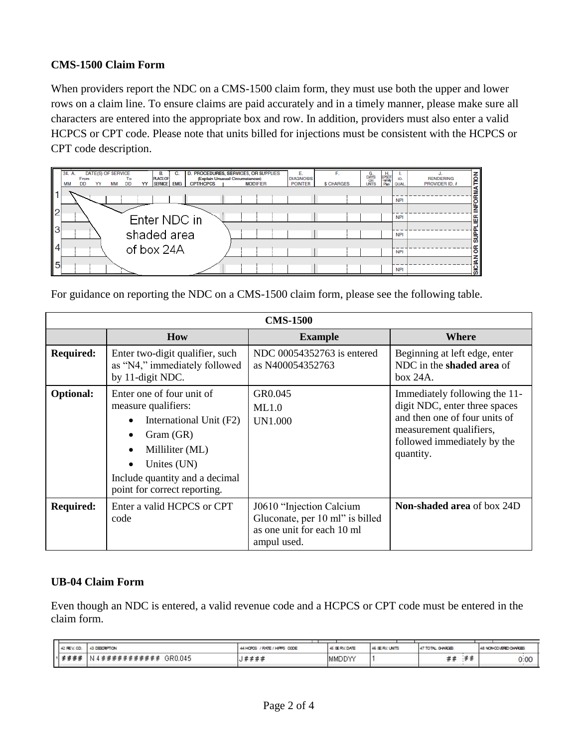### CMS-1500 Claim Form

When providers report the NDC on a CMS-1500 claim form, they must use both the upper and lower rows on a claim line. To ensure claims are paid accurately and in a timely manner, please make sure all characters are entered into the appropriate box and row. In addition, providers must also enter a valid HCPCS or CPT code. Please note that units billed for injections must be consistent with the HCPCS or CPT code description.

For guidance on reporting the NDC on a CMS-1500 claim form, please see the following table.

| CMS-1500 | | | |
|---|---|---|---|
| | **How** | **Example** | **Where** |
| **Required:** | Enter two-digit qualifier, such as "N4," immediately followed by 11-digit NDC. | NDC 00054352763 is entered as N400054352763 | Beginning at left edge, enter NDC in the **shaded area** of box 24A. |
| **Optional:** | Enter one of four unit of measure qualifiers: <br>• International Unit (F2) <br>• Gram (GR) <br>• Milliliter (ML) <br>• Unites (UN) <br>Include quantity and a decimal point for correct reporting. | GR0.045 <br>ML1.0 <br>UN1.000 | Immediately following the 11-digit NDC, enter three spaces and then one of four units of measurement qualifiers, followed immediately by the quantity. |
| **Required:** | Enter a valid HCPCS or CPT code | J0610 "Injection Calcium Gluconate, per 10 ml" is billed as one unit for each 10 ml ampul used. | **Non-shaded area** of box 24D |

### UB-04 Claim Form

Even though an NDC is entered, a valid revenue code and a HCPCS or CPT code must be entered in the claim form.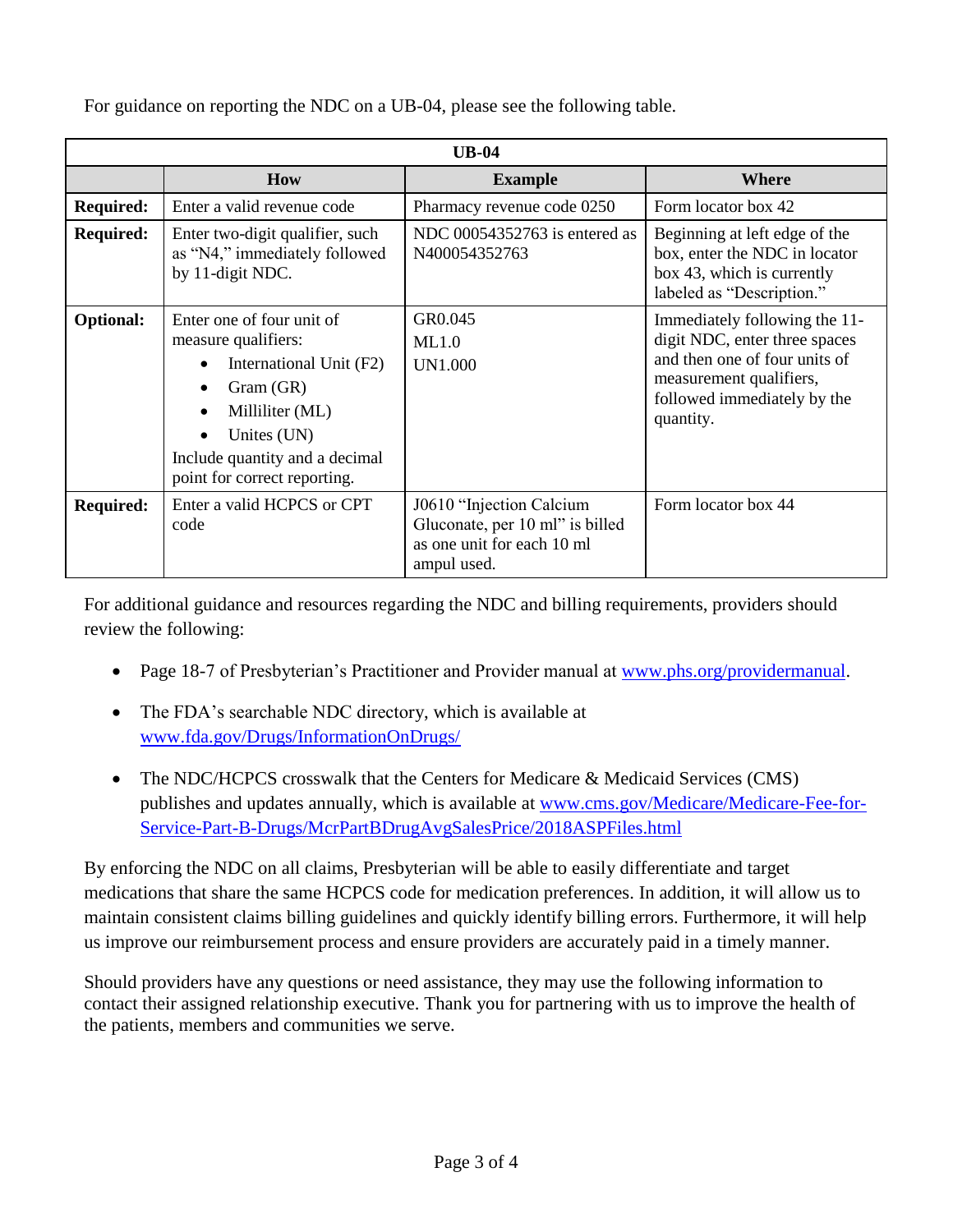For guidance on reporting the NDC on a UB-04, please see the following table.

| UB-04 | | | |
|---|---|---|---|
| | **How** | **Example** | **Where** |
| **Required:** | Enter a valid revenue code | Pharmacy revenue code 0250 | Form locator box 42 |
| **Required:** | Enter two-digit qualifier, such as "N4," immediately followed by 11-digit NDC. | NDC 00054352763 is entered as N400054352763 | Beginning at left edge of the box, enter the NDC in locator box 43, which is currently labeled as "Description." |
| **Optional:** | Enter one of four unit of measure qualifiers:<br>• International Unit (F2)<br>• Gram (GR)<br>• Milliliter (ML)<br>• Unites (UN)<br>Include quantity and a decimal point for correct reporting. | GR0.045<br>ML1.0<br>UN1.000 | Immediately following the 11-digit NDC, enter three spaces and then one of four units of measurement qualifiers, followed immediately by the quantity. |
| **Required:** | Enter a valid HCPCS or CPT code | J0610 "Injection Calcium Gluconate, per 10 ml" is billed as one unit for each 10 ml ampul used. | Form locator box 44 |

For additional guidance and resources regarding the NDC and billing requirements, providers should review the following:

- Page 18-7 of Presbyterian's Practitioner and Provider manual at www.phs.org/providermanual.
- The FDA's searchable NDC directory, which is available at www.fda.gov/Drugs/InformationOnDrugs/
- The NDC/HCPCS crosswalk that the Centers for Medicare & Medicaid Services (CMS) publishes and updates annually, which is available at www.cms.gov/Medicare/Medicare-Fee-for-Service-Part-B-Drugs/McrPartBDrugAvgSalesPrice/2018ASPFiles.html

By enforcing the NDC on all claims, Presbyterian will be able to easily differentiate and target medications that share the same HCPCS code for medication preferences. In addition, it will allow us to maintain consistent claims billing guidelines and quickly identify billing errors. Furthermore, it will help us improve our reimbursement process and ensure providers are accurately paid in a timely manner.

Should providers have any questions or need assistance, they may use the following information to contact their assigned relationship executive. Thank you for partnering with us to improve the health of the patients, members and communities we serve.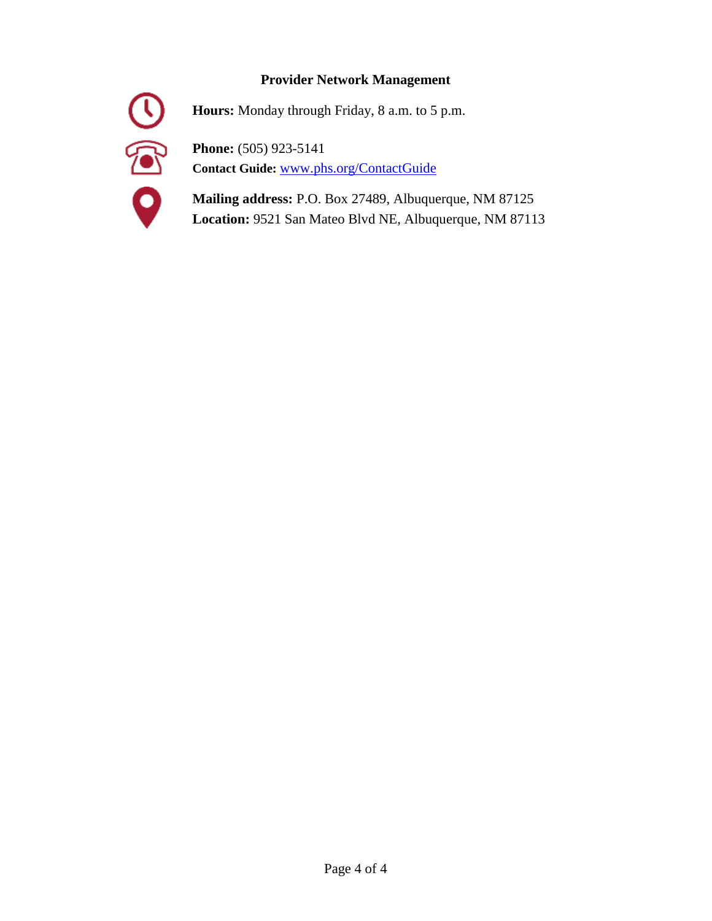**Provider Network Management**

**Hours:** Monday through Friday, 8 a.m. to 5 p.m.

**Phone:** (505) 923-5141
**Contact Guide:** [www.phs.org/ContactGuide](http://www.phs.org/ContactGuide)

**Mailing address:** P.O. Box 27489, Albuquerque, NM 87125
**Location:** 9521 San Mateo Blvd NE, Albuquerque, NM 87113